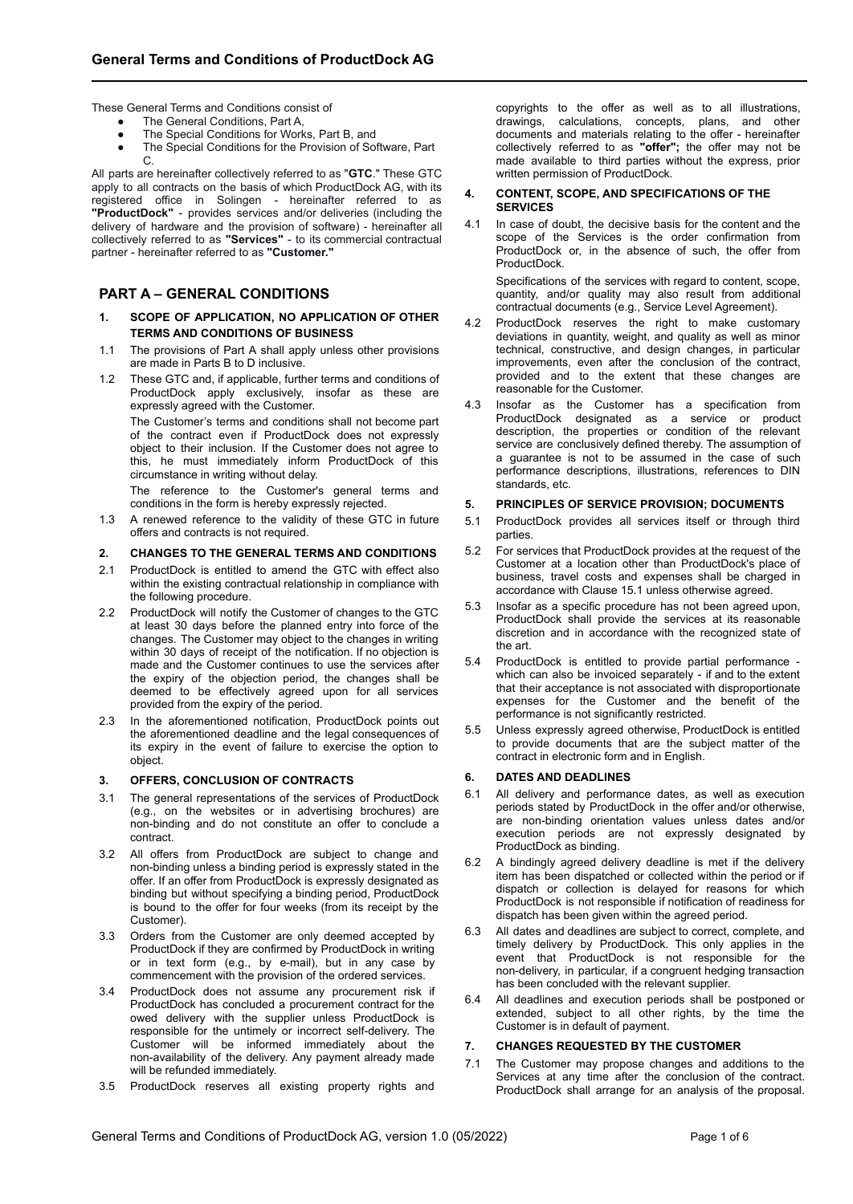# General Terms and Conditions of ProductDock AG

These General Terms and Conditions consist of

- The General Conditions, Part A,
- The Special Conditions for Works, Part B, and
- The Special Conditions for the Provision of Software, Part C.

All parts are hereinafter collectively referred to as "**GTC**." These GTC apply to all contracts on the basis of which ProductDock AG, with its registered office in Solingen - hereinafter referred to as **"ProductDock"** - provides services and/or deliveries (including the delivery of hardware and the provision of software) - hereinafter all collectively referred to as **"Services"** - to its commercial contractual partner - hereinafter referred to as **"Customer."**

## PART A – GENERAL CONDITIONS

### 1. SCOPE OF APPLICATION, NO APPLICATION OF OTHER TERMS AND CONDITIONS OF BUSINESS

1.1 The provisions of Part A shall apply unless other provisions are made in Parts B to D inclusive.

1.2 These GTC and, if applicable, further terms and conditions of ProductDock apply exclusively, insofar as these are expressly agreed with the Customer.

The Customer's terms and conditions shall not become part of the contract even if ProductDock does not expressly object to their inclusion. If the Customer does not agree to this, he must immediately inform ProductDock of this circumstance in writing without delay.

The reference to the Customer's general terms and conditions in the form is hereby expressly rejected.

1.3 A renewed reference to the validity of these GTC in future offers and contracts is not required.

### 2. CHANGES TO THE GENERAL TERMS AND CONDITIONS

2.1 ProductDock is entitled to amend the GTC with effect also within the existing contractual relationship in compliance with the following procedure.

2.2 ProductDock will notify the Customer of changes to the GTC at least 30 days before the planned entry into force of the changes. The Customer may object to the changes in writing within 30 days of receipt of the notification. If no objection is made and the Customer continues to use the services after the expiry of the objection period, the changes shall be deemed to be effectively agreed upon for all services provided from the expiry of the period.

2.3 In the aforementioned notification, ProductDock points out the aforementioned deadline and the legal consequences of its expiry in the event of failure to exercise the option to object.

### 3. OFFERS, CONCLUSION OF CONTRACTS

3.1 The general representations of the services of ProductDock (e.g., on the websites or in advertising brochures) are non-binding and do not constitute an offer to conclude a contract.

3.2 All offers from ProductDock are subject to change and non-binding unless a binding period is expressly stated in the offer. If an offer from ProductDock is expressly designated as binding but without specifying a binding period, ProductDock is bound to the offer for four weeks (from its receipt by the Customer).

3.3 Orders from the Customer are only deemed accepted by ProductDock if they are confirmed by ProductDock in writing or in text form (e.g., by e-mail), but in any case by commencement with the provision of the ordered services.

3.4 ProductDock does not assume any procurement risk if ProductDock has concluded a procurement contract for the owed delivery with the supplier unless ProductDock is responsible for the untimely or incorrect self-delivery. The Customer will be informed immediately about the non-availability of the delivery. Any payment already made will be refunded immediately.

3.5 ProductDock reserves all existing property rights and copyrights to the offer as well as to all illustrations, drawings, calculations, concepts, plans, and other documents and materials relating to the offer - hereinafter collectively referred to as **"offer";** the offer may not be made available to third parties without the express, prior written permission of ProductDock.

### 4. CONTENT, SCOPE, AND SPECIFICATIONS OF THE SERVICES

4.1 In case of doubt, the decisive basis for the content and the scope of the Services is the order confirmation from ProductDock or, in the absence of such, the offer from ProductDock.

Specifications of the services with regard to content, scope, quantity, and/or quality may also result from additional contractual documents (e.g., Service Level Agreement).

4.2 ProductDock reserves the right to make customary deviations in quantity, weight, and quality as well as minor technical, constructive, and design changes, in particular improvements, even after the conclusion of the contract, provided and to the extent that these changes are reasonable for the Customer.

4.3 Insofar as the Customer has a specification from ProductDock designated as a service or product description, the properties or condition of the relevant service are conclusively defined thereby. The assumption of a guarantee is not to be assumed in the case of such performance descriptions, illustrations, references to DIN standards, etc.

### 5. PRINCIPLES OF SERVICE PROVISION; DOCUMENTS

5.1 ProductDock provides all services itself or through third parties.

5.2 For services that ProductDock provides at the request of the Customer at a location other than ProductDock's place of business, travel costs and expenses shall be charged in accordance with Clause 15.1 unless otherwise agreed.

5.3 Insofar as a specific procedure has not been agreed upon, ProductDock shall provide the services at its reasonable discretion and in accordance with the recognized state of the art.

5.4 ProductDock is entitled to provide partial performance - which can also be invoiced separately - if and to the extent that their acceptance is not associated with disproportionate expenses for the Customer and the benefit of the performance is not significantly restricted.

5.5 Unless expressly agreed otherwise, ProductDock is entitled to provide documents that are the subject matter of the contract in electronic form and in English.

### 6. DATES AND DEADLINES

6.1 All delivery and performance dates, as well as execution periods stated by ProductDock in the offer and/or otherwise, are non-binding orientation values unless dates and/or execution periods are not expressly designated by ProductDock as binding.

6.2 A bindingly agreed delivery deadline is met if the delivery item has been dispatched or collected within the period or if dispatch or collection is delayed for reasons for which ProductDock is not responsible if notification of readiness for dispatch has been given within the agreed period.

6.3 All dates and deadlines are subject to correct, complete, and timely delivery by ProductDock. This only applies in the event that ProductDock is not responsible for the non-delivery, in particular, if a congruent hedging transaction has been concluded with the relevant supplier.

6.4 All deadlines and execution periods shall be postponed or extended, subject to all other rights, by the time the Customer is in default of payment.

### 7. CHANGES REQUESTED BY THE CUSTOMER

7.1 The Customer may propose changes and additions to the Services at any time after the conclusion of the contract. ProductDock shall arrange for an analysis of the proposal.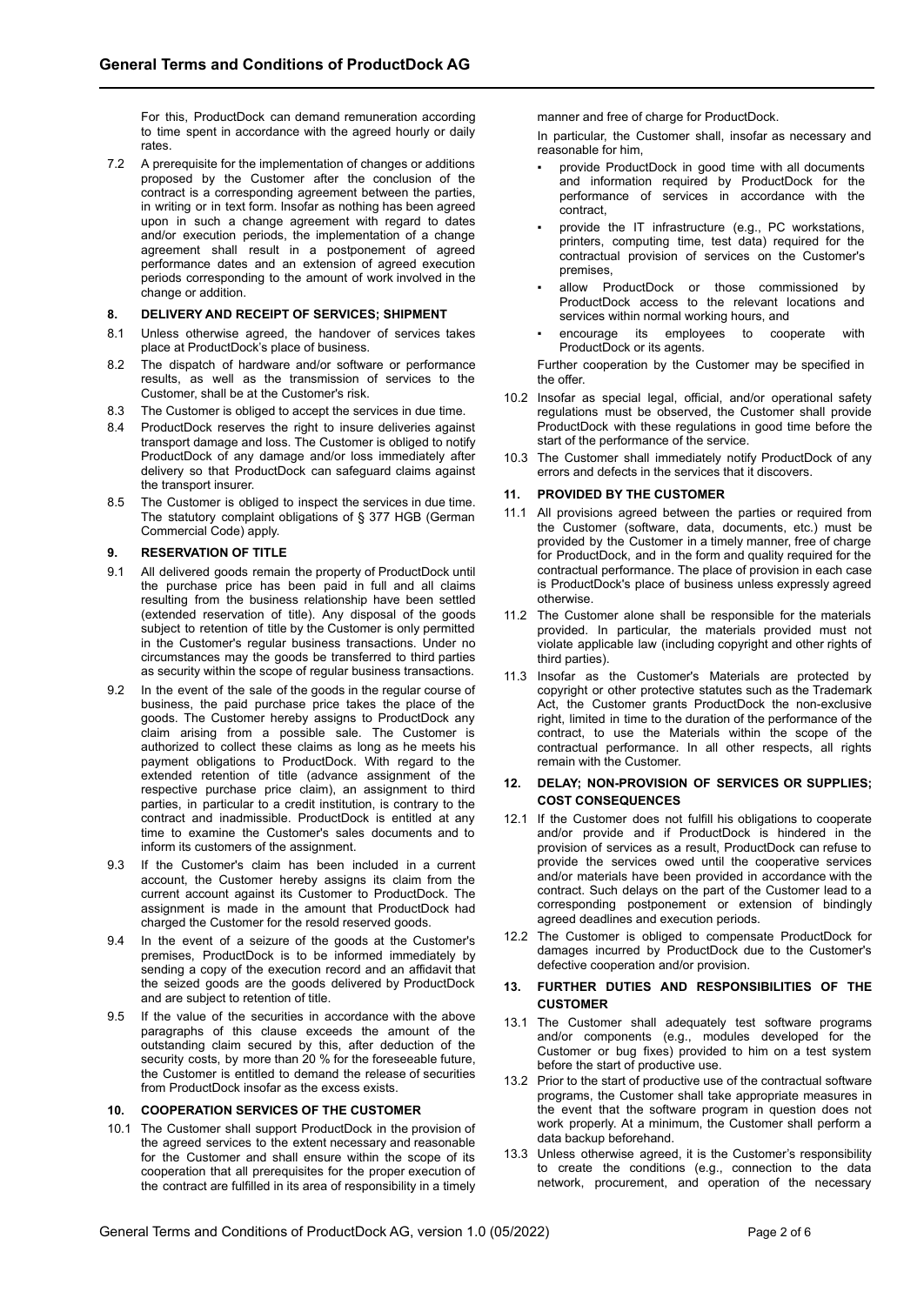For this, ProductDock can demand remuneration according to time spent in accordance with the agreed hourly or daily rates.

7.2 A prerequisite for the implementation of changes or additions proposed by the Customer after the conclusion of the contract is a corresponding agreement between the parties, in writing or in text form. Insofar as nothing has been agreed upon in such a change agreement with regard to dates and/or execution periods, the implementation of a change agreement shall result in a postponement of agreed performance dates and an extension of agreed execution periods corresponding to the amount of work involved in the change or addition.

## 8. DELIVERY AND RECEIPT OF SERVICES; SHIPMENT

8.1 Unless otherwise agreed, the handover of services takes place at ProductDock's place of business.

8.2 The dispatch of hardware and/or software or performance results, as well as the transmission of services to the Customer, shall be at the Customer's risk.

8.3 The Customer is obliged to accept the services in due time.

8.4 ProductDock reserves the right to insure deliveries against transport damage and loss. The Customer is obliged to notify ProductDock of any damage and/or loss immediately after delivery so that ProductDock can safeguard claims against the transport insurer.

8.5 The Customer is obliged to inspect the services in due time. The statutory complaint obligations of § 377 HGB (German Commercial Code) apply.

## 9. RESERVATION OF TITLE

9.1 All delivered goods remain the property of ProductDock until the purchase price has been paid in full and all claims resulting from the business relationship have been settled (extended reservation of title). Any disposal of the goods subject to retention of title by the Customer is only permitted in the Customer's regular business transactions. Under no circumstances may the goods be transferred to third parties as security within the scope of regular business transactions.

9.2 In the event of the sale of the goods in the regular course of business, the paid purchase price takes the place of the goods. The Customer hereby assigns to ProductDock any claim arising from a possible sale. The Customer is authorized to collect these claims as long as he meets his payment obligations to ProductDock. With regard to the extended retention of title (advance assignment of the respective purchase price claim), an assignment to third parties, in particular to a credit institution, is contrary to the contract and inadmissible. ProductDock is entitled at any time to examine the Customer's sales documents and to inform its customers of the assignment.

9.3 If the Customer's claim has been included in a current account, the Customer hereby assigns its claim from the current account against its Customer to ProductDock. The assignment is made in the amount that ProductDock had charged the Customer for the resold reserved goods.

9.4 In the event of a seizure of the goods at the Customer's premises, ProductDock is to be informed immediately by sending a copy of the execution record and an affidavit that the seized goods are the goods delivered by ProductDock and are subject to retention of title.

9.5 If the value of the securities in accordance with the above paragraphs of this clause exceeds the amount of the outstanding claim secured by this, after deduction of the security costs, by more than 20 % for the foreseeable future, the Customer is entitled to demand the release of securities from ProductDock insofar as the excess exists.

## 10. COOPERATION SERVICES OF THE CUSTOMER

10.1 The Customer shall support ProductDock in the provision of the agreed services to the extent necessary and reasonable for the Customer and shall ensure within the scope of its cooperation that all prerequisites for the proper execution of the contract are fulfilled in its area of responsibility in a timely manner and free of charge for ProductDock.

In particular, the Customer shall, insofar as necessary and reasonable for him,

- provide ProductDock in good time with all documents and information required by ProductDock for the performance of services in accordance with the contract,
- provide the IT infrastructure (e.g., PC workstations, printers, computing time, test data) required for the contractual provision of services on the Customer's premises,
- allow ProductDock or those commissioned by ProductDock access to the relevant locations and services within normal working hours, and
- encourage its employees to cooperate with ProductDock or its agents.

Further cooperation by the Customer may be specified in the offer.

10.2 Insofar as special legal, official, and/or operational safety regulations must be observed, the Customer shall provide ProductDock with these regulations in good time before the start of the performance of the service.

10.3 The Customer shall immediately notify ProductDock of any errors and defects in the services that it discovers.

## 11. PROVIDED BY THE CUSTOMER

11.1 All provisions agreed between the parties or required from the Customer (software, data, documents, etc.) must be provided by the Customer in a timely manner, free of charge for ProductDock, and in the form and quality required for the contractual performance. The place of provision in each case is ProductDock's place of business unless expressly agreed otherwise.

11.2 The Customer alone shall be responsible for the materials provided. In particular, the materials provided must not violate applicable law (including copyright and other rights of third parties).

11.3 Insofar as the Customer's Materials are protected by copyright or other protective statutes such as the Trademark Act, the Customer grants ProductDock the non-exclusive right, limited in time to the duration of the performance of the contract, to use the Materials within the scope of the contractual performance. In all other respects, all rights remain with the Customer.

## 12. DELAY; NON-PROVISION OF SERVICES OR SUPPLIES; COST CONSEQUENCES

12.1 If the Customer does not fulfill his obligations to cooperate and/or provide and if ProductDock is hindered in the provision of services as a result, ProductDock can refuse to provide the services owed until the cooperative services and/or materials have been provided in accordance with the contract. Such delays on the part of the Customer lead to a corresponding postponement or extension of bindingly agreed deadlines and execution periods.

12.2 The Customer is obliged to compensate ProductDock for damages incurred by ProductDock due to the Customer's defective cooperation and/or provision.

## 13. FURTHER DUTIES AND RESPONSIBILITIES OF THE CUSTOMER

13.1 The Customer shall adequately test software programs and/or components (e.g., modules developed for the Customer or bug fixes) provided to him on a test system before the start of productive use.

13.2 Prior to the start of productive use of the contractual software programs, the Customer shall take appropriate measures in the event that the software program in question does not work properly. At a minimum, the Customer shall perform a data backup beforehand.

13.3 Unless otherwise agreed, it is the Customer's responsibility to create the conditions (e.g., connection to the data network, procurement, and operation of the necessary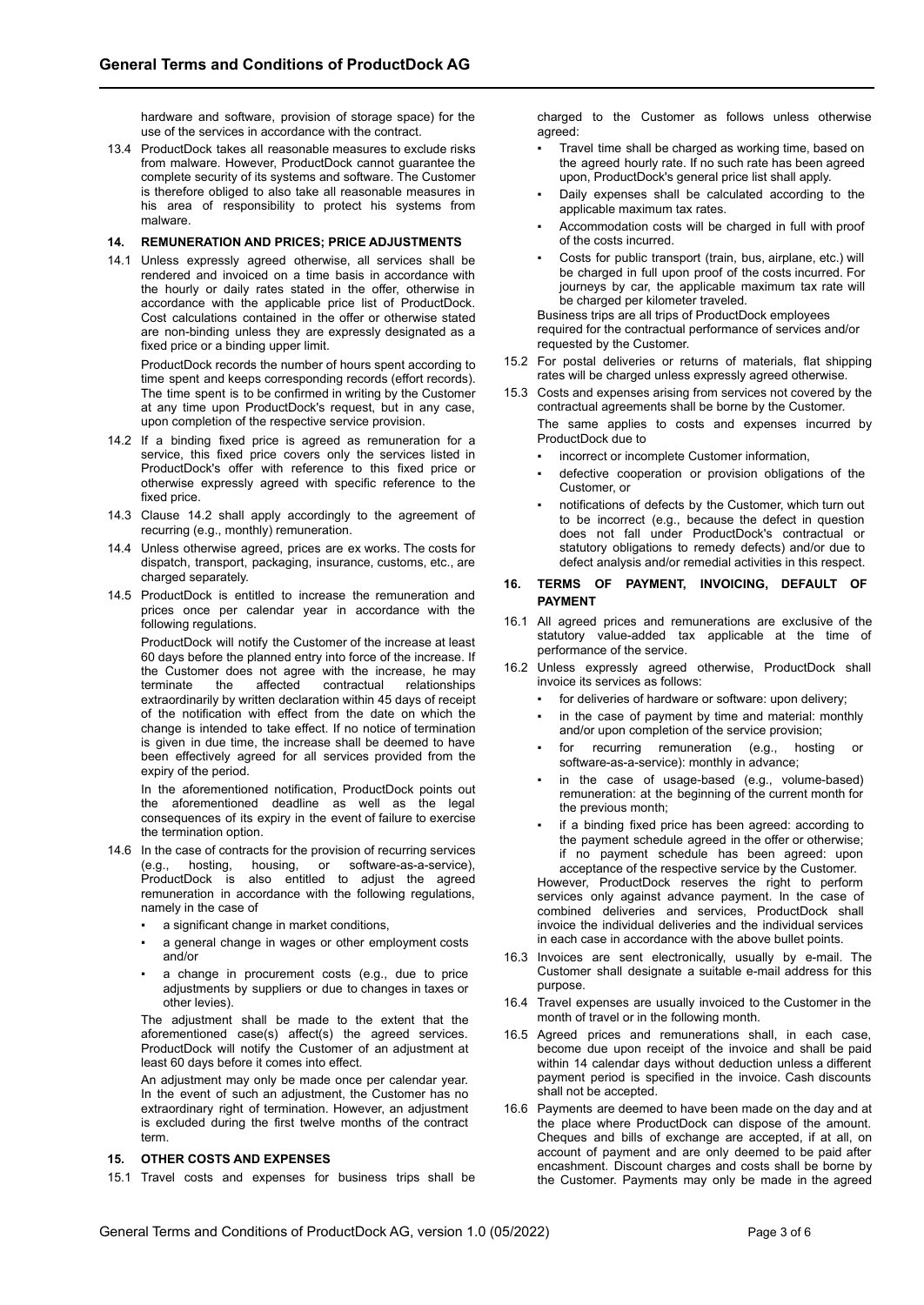hardware and software, provision of storage space) for the use of the services in accordance with the contract.

13.4 ProductDock takes all reasonable measures to exclude risks from malware. However, ProductDock cannot guarantee the complete security of its systems and software. The Customer is therefore obliged to also take all reasonable measures in his area of responsibility to protect his systems from malware.

## 14. REMUNERATION AND PRICES; PRICE ADJUSTMENTS

14.1 Unless expressly agreed otherwise, all services shall be rendered and invoiced on a time basis in accordance with the hourly or daily rates stated in the offer, otherwise in accordance with the applicable price list of ProductDock. Cost calculations contained in the offer or otherwise stated are non-binding unless they are expressly designated as a fixed price or a binding upper limit.

ProductDock records the number of hours spent according to time spent and keeps corresponding records (effort records). The time spent is to be confirmed in writing by the Customer at any time upon ProductDock's request, but in any case, upon completion of the respective service provision.

14.2 If a binding fixed price is agreed as remuneration for a service, this fixed price covers only the services listed in ProductDock's offer with reference to this fixed price or otherwise expressly agreed with specific reference to the fixed price.

14.3 Clause 14.2 shall apply accordingly to the agreement of recurring (e.g., monthly) remuneration.

14.4 Unless otherwise agreed, prices are ex works. The costs for dispatch, transport, packaging, insurance, customs, etc., are charged separately.

14.5 ProductDock is entitled to increase the remuneration and prices once per calendar year in accordance with the following regulations.

ProductDock will notify the Customer of the increase at least 60 days before the planned entry into force of the increase. If the Customer does not agree with the increase, he may terminate the affected contractual relationships extraordinarily by written declaration within 45 days of receipt of the notification with effect from the date on which the change is intended to take effect. If no notice of termination is given in due time, the increase shall be deemed to have been effectively agreed for all services provided from the expiry of the period.

In the aforementioned notification, ProductDock points out the aforementioned deadline as well as the legal consequences of its expiry in the event of failure to exercise the termination option.

14.6 In the case of contracts for the provision of recurring services (e.g., hosting, housing, or software-as-a-service), ProductDock is also entitled to adjust the agreed remuneration in accordance with the following regulations, namely in the case of

- a significant change in market conditions,
- a general change in wages or other employment costs and/or
- a change in procurement costs (e.g., due to price adjustments by suppliers or due to changes in taxes or other levies).

The adjustment shall be made to the extent that the aforementioned case(s) affect(s) the agreed services. ProductDock will notify the Customer of an adjustment at least 60 days before it comes into effect.

An adjustment may only be made once per calendar year. In the event of such an adjustment, the Customer has no extraordinary right of termination. However, an adjustment is excluded during the first twelve months of the contract term.

## 15. OTHER COSTS AND EXPENSES

15.1 Travel costs and expenses for business trips shall be charged to the Customer as follows unless otherwise agreed:

- Travel time shall be charged as working time, based on the agreed hourly rate. If no such rate has been agreed upon, ProductDock's general price list shall apply.
- Daily expenses shall be calculated according to the applicable maximum tax rates.
- Accommodation costs will be charged in full with proof of the costs incurred.
- Costs for public transport (train, bus, airplane, etc.) will be charged in full upon proof of the costs incurred. For journeys by car, the applicable maximum tax rate will be charged per kilometer traveled.

Business trips are all trips of ProductDock employees required for the contractual performance of services and/or requested by the Customer.

15.2 For postal deliveries or returns of materials, flat shipping rates will be charged unless expressly agreed otherwise.

15.3 Costs and expenses arising from services not covered by the contractual agreements shall be borne by the Customer.

The same applies to costs and expenses incurred by ProductDock due to

- incorrect or incomplete Customer information,
- defective cooperation or provision obligations of the Customer, or
- notifications of defects by the Customer, which turn out to be incorrect (e.g., because the defect in question does not fall under ProductDock's contractual or statutory obligations to remedy defects) and/or due to defect analysis and/or remedial activities in this respect.

## 16. TERMS OF PAYMENT, INVOICING, DEFAULT OF PAYMENT

16.1 All agreed prices and remunerations are exclusive of the statutory value-added tax applicable at the time of performance of the service.

16.2 Unless expressly agreed otherwise, ProductDock shall invoice its services as follows:

- for deliveries of hardware or software: upon delivery;
- in the case of payment by time and material: monthly and/or upon completion of the service provision;
- for recurring remuneration (e.g., hosting or software-as-a-service): monthly in advance;
- in the case of usage-based (e.g., volume-based) remuneration: at the beginning of the current month for the previous month;
- if a binding fixed price has been agreed: according to the payment schedule agreed in the offer or otherwise; if no payment schedule has been agreed: upon acceptance of the respective service by the Customer.

However, ProductDock reserves the right to perform services only against advance payment. In the case of combined deliveries and services, ProductDock shall invoice the individual deliveries and the individual services in each case in accordance with the above bullet points.

16.3 Invoices are sent electronically, usually by e-mail. The Customer shall designate a suitable e-mail address for this purpose.

16.4 Travel expenses are usually invoiced to the Customer in the month of travel or in the following month.

16.5 Agreed prices and remunerations shall, in each case, become due upon receipt of the invoice and shall be paid within 14 calendar days without deduction unless a different payment period is specified in the invoice. Cash discounts shall not be accepted.

16.6 Payments are deemed to have been made on the day and at the place where ProductDock can dispose of the amount. Cheques and bills of exchange are accepted, if at all, on account of payment and are only deemed to be paid after encashment. Discount charges and costs shall be borne by the Customer. Payments may only be made in the agreed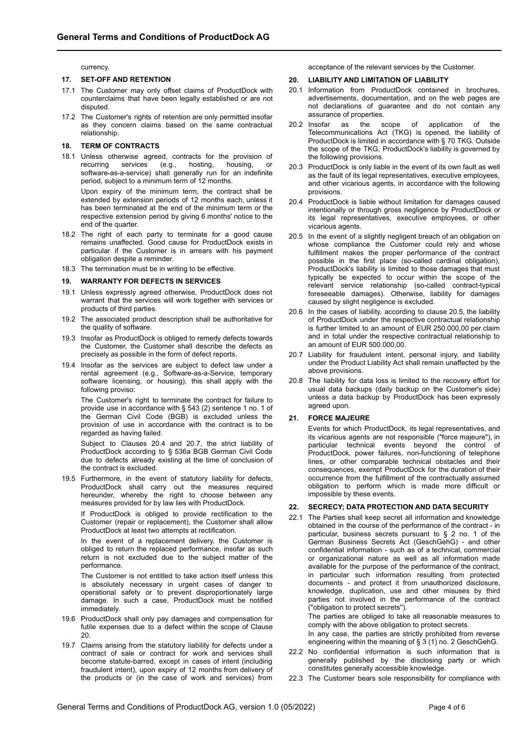currency.

## 17. SET-OFF AND RETENTION

17.1 The Customer may only offset claims of ProductDock with counterclaims that have been legally established or are not disputed.

17.2 The Customer's rights of retention are only permitted insofar as they concern claims based on the same contractual relationship.

## 18. TERM OF CONTRACTS

18.1 Unless otherwise agreed, contracts for the provision of recurring services (e.g., hosting, housing, or software-as-a-service) shall generally run for an indefinite period, subject to a minimum term of 12 months.

Upon expiry of the minimum term, the contract shall be extended by extension periods of 12 months each, unless it has been terminated at the end of the minimum term or the respective extension period by giving 6 months' notice to the end of the quarter.

18.2 The right of each party to terminate for a good cause remains unaffected. Good cause for ProductDock exists in particular if the Customer is in arrears with his payment obligation despite a reminder.

18.3 The termination must be in writing to be effective.

## 19. WARRANTY FOR DEFECTS IN SERVICES

19.1 Unless expressly agreed otherwise, ProductDock does not warrant that the services will work together with services or products of third parties.

19.2 The associated product description shall be authoritative for the quality of software.

19.3 Insofar as ProductDock is obliged to remedy defects towards the Customer, the Customer shall describe the defects as precisely as possible in the form of defect reports.

19.4 Insofar as the services are subject to defect law under a rental agreement (e.g., Software-as-a-Service, temporary software licensing, or housing), this shall apply with the following proviso:

The Customer's right to terminate the contract for failure to provide use in accordance with § 543 (2) sentence 1 no. 1 of the German Civil Code (BGB) is excluded unless the provision of use in accordance with the contract is to be regarded as having failed.

Subject to Clauses 20.4 and 20.7, the strict liability of ProductDock according to § 536a BGB German Civil Code due to defects already existing at the time of conclusion of the contract is excluded.

19.5 Furthermore, in the event of statutory liability for defects, ProductDock shall carry out the measures required hereunder, whereby the right to choose between any measures provided for by law lies with ProductDock.

If ProductDock is obliged to provide rectification to the Customer (repair or replacement), the Customer shall allow ProductDock at least two attempts at rectification.

In the event of a replacement delivery, the Customer is obliged to return the replaced performance, insofar as such return is not excluded due to the subject matter of the performance.

The Customer is not entitled to take action itself unless this is absolutely necessary in urgent cases of danger to operational safety or to prevent disproportionately large damage. In such a case, ProductDock must be notified immediately.

19.6 ProductDock shall only pay damages and compensation for futile expenses due to a defect within the scope of Clause 20.

19.7 Claims arising from the statutory liability for defects under a contract of sale or contract for work and services shall become statute-barred, except in cases of intent (including fraudulent intent), upon expiry of 12 months from delivery of the products or (in the case of work and services) from acceptance of the relevant services by the Customer.

## 20. LIABILITY AND LIMITATION OF LIABILITY

20.1 Information from ProductDock contained in brochures, advertisements, documentation, and on the web pages are not declarations of guarantee and do not contain any assurance of properties.

20.2 Insofar as the scope of application of the Telecommunications Act (TKG) is opened, the liability of ProductDock is limited in accordance with § 70 TKG. Outside the scope of the TKG, ProductDock's liability is governed by the following provisions.

20.3 ProductDock is only liable in the event of its own fault as well as the fault of its legal representatives, executive employees, and other vicarious agents, in accordance with the following provisions.

20.4 ProductDock is liable without limitation for damages caused intentionally or through gross negligence by ProductDock or its legal representatives, executive employees, or other vicarious agents.

20.5 In the event of a slightly negligent breach of an obligation on whose compliance the Customer could rely and whose fulfillment makes the proper performance of the contract possible in the first place (so-called cardinal obligation), ProductDock's liability is limited to those damages that must typically be expected to occur within the scope of the relevant service relationship (so-called contract-typical foreseeable damages). Otherwise, liability for damages caused by slight negligence is excluded.

20.6 In the cases of liability, according to clause 20.5, the liability of ProductDock under the respective contractual relationship is further limited to an amount of EUR 250.000,00 per claim and in total under the respective contractual relationship to an amount of EUR 500.000,00.

20.7 Liability for fraudulent intent, personal injury, and liability under the Product Liability Act shall remain unaffected by the above provisions.

20.8 The liability for data loss is limited to the recovery effort for usual data backups (daily backup on the Customer's side) unless a data backup by ProductDock has been expressly agreed upon.

## 21. FORCE MAJEURE

Events for which ProductDock, its legal representatives, and its vicarious agents are not responsible ("force majeure"), in particular technical events beyond the control of ProductDock, power failures, non-functioning of telephone lines, or other comparable technical obstacles and their consequences, exempt ProductDock for the duration of their occurrence from the fulfillment of the contractually assumed obligation to perform which is made more difficult or impossible by these events.

## 22. SECRECY; DATA PROTECTION AND DATA SECURITY

22.1 The Parties shall keep secret all information and knowledge obtained in the course of the performance of the contract - in particular, business secrets pursuant to § 2 no. 1 of the German Business Secrets Act (GeschGehG) - and other confidential information - such as of a technical, commercial or organizational nature as well as all information made available for the purpose of the performance of the contract, in particular such information resulting from protected documents - and protect it from unauthorized disclosure, knowledge, duplication, use and other misuses by third parties not involved in the performance of the contract ("obligation to protect secrets").

The parties are obliged to take all reasonable measures to comply with the above obligation to protect secrets.

In any case, the parties are strictly prohibited from reverse engineering within the meaning of § 3 (1) no. 2 GeschGehG.

22.2 No confidential information is such information that is generally published by the disclosing party or which constitutes generally accessible knowledge.

22.3 The Customer bears sole responsibility for compliance with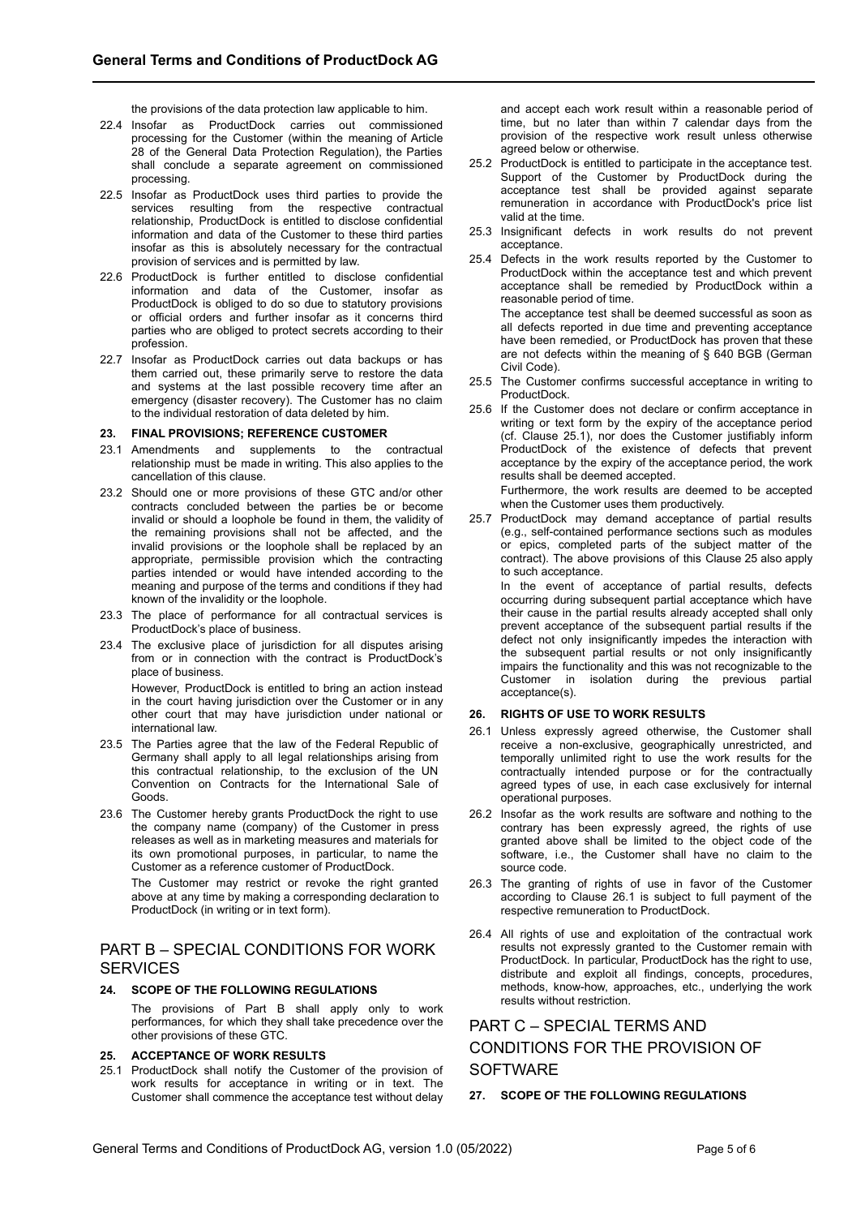the provisions of the data protection law applicable to him.

22.4 Insofar as ProductDock carries out commissioned processing for the Customer (within the meaning of Article 28 of the General Data Protection Regulation), the Parties shall conclude a separate agreement on commissioned processing.

22.5 Insofar as ProductDock uses third parties to provide the services resulting from the respective contractual relationship, ProductDock is entitled to disclose confidential information and data of the Customer to these third parties insofar as this is absolutely necessary for the contractual provision of services and is permitted by law.

22.6 ProductDock is further entitled to disclose confidential information and data of the Customer, insofar as ProductDock is obliged to do so due to statutory provisions or official orders and further insofar as it concerns third parties who are obliged to protect secrets according to their profession.

22.7 Insofar as ProductDock carries out data backups or has them carried out, these primarily serve to restore the data and systems at the last possible recovery time after an emergency (disaster recovery). The Customer has no claim to the individual restoration of data deleted by him.

#### 23. FINAL PROVISIONS; REFERENCE CUSTOMER

23.1 Amendments and supplements to the contractual relationship must be made in writing. This also applies to the cancellation of this clause.

23.2 Should one or more provisions of these GTC and/or other contracts concluded between the parties be or become invalid or should a loophole be found in them, the validity of the remaining provisions shall not be affected, and the invalid provisions or the loophole shall be replaced by an appropriate, permissible provision which the contracting parties intended or would have intended according to the meaning and purpose of the terms and conditions if they had known of the invalidity or the loophole.

23.3 The place of performance for all contractual services is ProductDock's place of business.

23.4 The exclusive place of jurisdiction for all disputes arising from or in connection with the contract is ProductDock's place of business.

However, ProductDock is entitled to bring an action instead in the court having jurisdiction over the Customer or in any other court that may have jurisdiction under national or international law.

23.5 The Parties agree that the law of the Federal Republic of Germany shall apply to all legal relationships arising from this contractual relationship, to the exclusion of the UN Convention on Contracts for the International Sale of Goods.

23.6 The Customer hereby grants ProductDock the right to use the company name (company) of the Customer in press releases as well as in marketing measures and materials for its own promotional purposes, in particular, to name the Customer as a reference customer of ProductDock.

The Customer may restrict or revoke the right granted above at any time by making a corresponding declaration to ProductDock (in writing or in text form).

## PART B – SPECIAL CONDITIONS FOR WORK SERVICES

#### 24. SCOPE OF THE FOLLOWING REGULATIONS

The provisions of Part B shall apply only to work performances, for which they shall take precedence over the other provisions of these GTC.

#### 25. ACCEPTANCE OF WORK RESULTS

25.1 ProductDock shall notify the Customer of the provision of work results for acceptance in writing or in text. The Customer shall commence the acceptance test without delay and accept each work result within a reasonable period of time, but no later than within 7 calendar days from the provision of the respective work result unless otherwise agreed below or otherwise.

25.2 ProductDock is entitled to participate in the acceptance test. Support of the Customer by ProductDock during the acceptance test shall be provided against separate remuneration in accordance with ProductDock's price list valid at the time.

25.3 Insignificant defects in work results do not prevent acceptance.

25.4 Defects in the work results reported by the Customer to ProductDock within the acceptance test and which prevent acceptance shall be remedied by ProductDock within a reasonable period of time.

The acceptance test shall be deemed successful as soon as all defects reported in due time and preventing acceptance have been remedied, or ProductDock has proven that these are not defects within the meaning of § 640 BGB (German Civil Code).

25.5 The Customer confirms successful acceptance in writing to ProductDock.

25.6 If the Customer does not declare or confirm acceptance in writing or text form by the expiry of the acceptance period (cf. Clause 25.1), nor does the Customer justifiably inform ProductDock of the existence of defects that prevent acceptance by the expiry of the acceptance period, the work results shall be deemed accepted.

Furthermore, the work results are deemed to be accepted when the Customer uses them productively.

25.7 ProductDock may demand acceptance of partial results (e.g., self-contained performance sections such as modules or epics, completed parts of the subject matter of the contract). The above provisions of this Clause 25 also apply to such acceptance.

In the event of acceptance of partial results, defects occurring during subsequent partial acceptance which have their cause in the partial results already accepted shall only prevent acceptance of the subsequent partial results if the defect not only insignificantly impedes the interaction with the subsequent partial results or not only insignificantly impairs the functionality and this was not recognizable to the Customer in isolation during the previous partial acceptance(s).

#### 26. RIGHTS OF USE TO WORK RESULTS

26.1 Unless expressly agreed otherwise, the Customer shall receive a non-exclusive, geographically unrestricted, and temporally unlimited right to use the work results for the contractually intended purpose or for the contractually agreed types of use, in each case exclusively for internal operational purposes.

26.2 Insofar as the work results are software and nothing to the contrary has been expressly agreed, the rights of use granted above shall be limited to the object code of the software, i.e., the Customer shall have no claim to the source code.

26.3 The granting of rights of use in favor of the Customer according to Clause 26.1 is subject to full payment of the respective remuneration to ProductDock.

26.4 All rights of use and exploitation of the contractual work results not expressly granted to the Customer remain with ProductDock. In particular, ProductDock has the right to use, distribute and exploit all findings, concepts, procedures, methods, know-how, approaches, etc., underlying the work results without restriction.

## PART C – SPECIAL TERMS AND CONDITIONS FOR THE PROVISION OF SOFTWARE

#### 27. SCOPE OF THE FOLLOWING REGULATIONS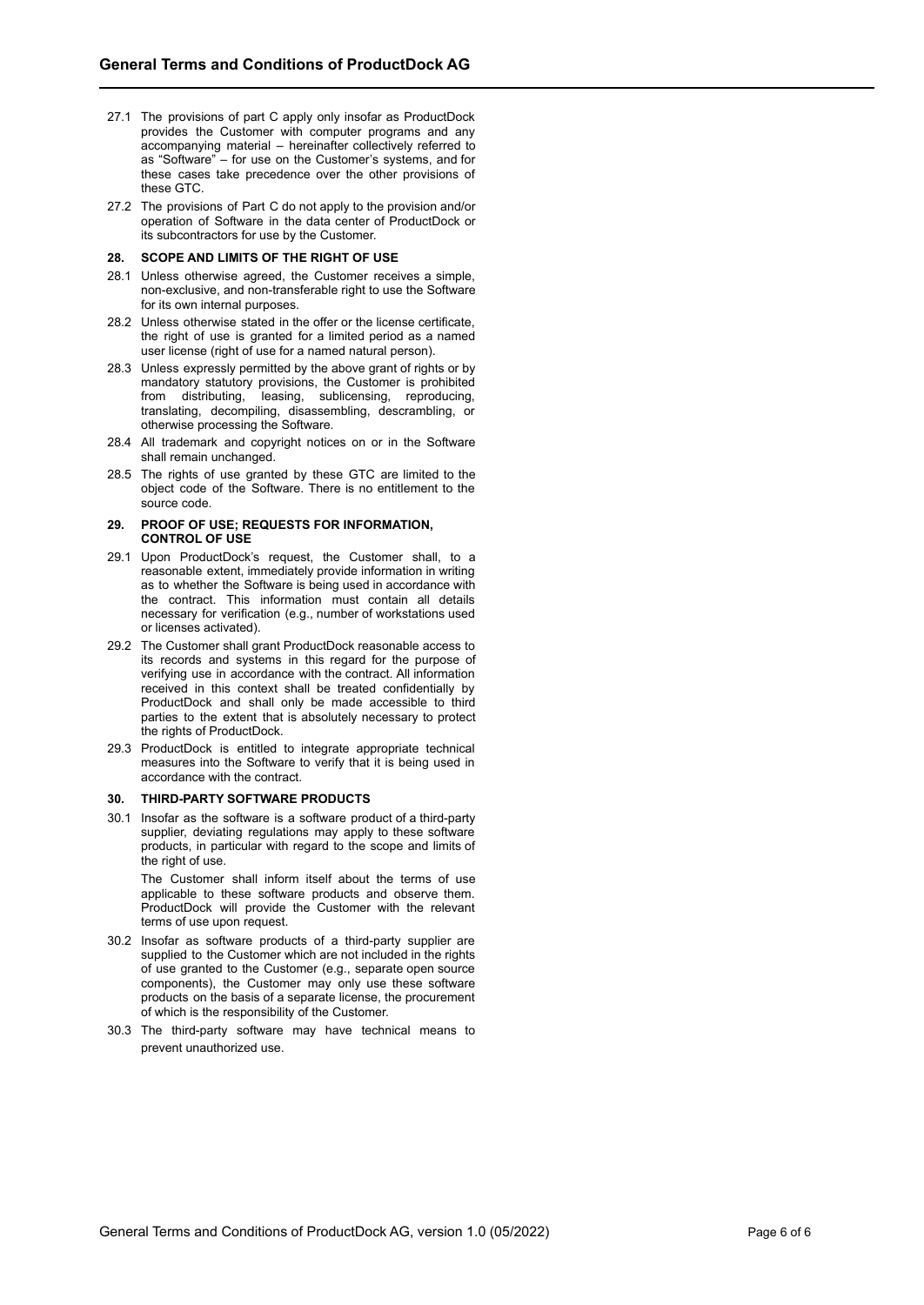27.1 The provisions of part C apply only insofar as ProductDock provides the Customer with computer programs and any accompanying material – hereinafter collectively referred to as "Software" – for use on the Customer's systems, and for these cases take precedence over the other provisions of these GTC.

27.2 The provisions of Part C do not apply to the provision and/or operation of Software in the data center of ProductDock or its subcontractors for use by the Customer.

## 28. SCOPE AND LIMITS OF THE RIGHT OF USE

28.1 Unless otherwise agreed, the Customer receives a simple, non-exclusive, and non-transferable right to use the Software for its own internal purposes.

28.2 Unless otherwise stated in the offer or the license certificate, the right of use is granted for a limited period as a named user license (right of use for a named natural person).

28.3 Unless expressly permitted by the above grant of rights or by mandatory statutory provisions, the Customer is prohibited from distributing, leasing, sublicensing, reproducing, translating, decompiling, disassembling, descrambling, or otherwise processing the Software.

28.4 All trademark and copyright notices on or in the Software shall remain unchanged.

28.5 The rights of use granted by these GTC are limited to the object code of the Software. There is no entitlement to the source code.

## 29. PROOF OF USE; REQUESTS FOR INFORMATION, CONTROL OF USE

29.1 Upon ProductDock's request, the Customer shall, to a reasonable extent, immediately provide information in writing as to whether the Software is being used in accordance with the contract. This information must contain all details necessary for verification (e.g., number of workstations used or licenses activated).

29.2 The Customer shall grant ProductDock reasonable access to its records and systems in this regard for the purpose of verifying use in accordance with the contract. All information received in this context shall be treated confidentially by ProductDock and shall only be made accessible to third parties to the extent that is absolutely necessary to protect the rights of ProductDock.

29.3 ProductDock is entitled to integrate appropriate technical measures into the Software to verify that it is being used in accordance with the contract.

## 30. THIRD-PARTY SOFTWARE PRODUCTS

30.1 Insofar as the software is a software product of a third-party supplier, deviating regulations may apply to these software products, in particular with regard to the scope and limits of the right of use.

The Customer shall inform itself about the terms of use applicable to these software products and observe them. ProductDock will provide the Customer with the relevant terms of use upon request.

30.2 Insofar as software products of a third-party supplier are supplied to the Customer which are not included in the rights of use granted to the Customer (e.g., separate open source components), the Customer may only use these software products on the basis of a separate license, the procurement of which is the responsibility of the Customer.

30.3 The third-party software may have technical means to prevent unauthorized use.